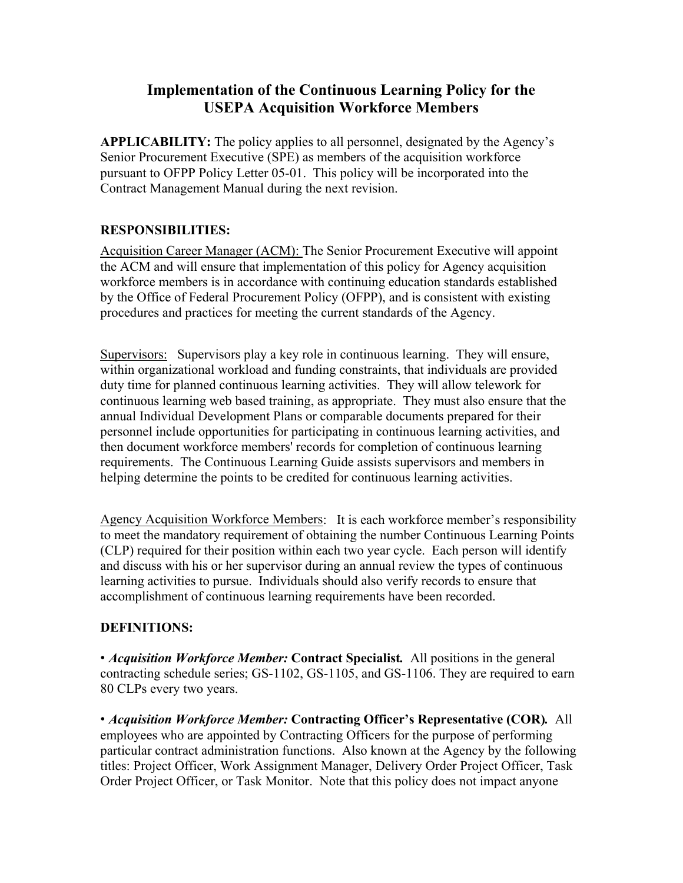# Implementation of the Continuous Learning Policy for the USEPA Acquisition Workforce Members

**APPLICABILITY:** The policy applies to all personnel, designated by the Agency's Senior Procurement Executive (SPE) as members of the acquisition workforce pursuant to OFPP Policy Letter 05-01. This policy will be incorporated into the Contract Management Manual during the next revision.

**RESPONSIBILITIES:**

Acquisition Career Manager (ACM): The Senior Procurement Executive will appoint the ACM and will ensure that implementation of this policy for Agency acquisition workforce members is in accordance with continuing education standards established by the Office of Federal Procurement Policy (OFPP), and is consistent with existing procedures and practices for meeting the current standards of the Agency.

Supervisors: Supervisors play a key role in continuous learning. They will ensure, within organizational workload and funding constraints, that individuals are provided duty time for planned continuous learning activities. They will allow telework for continuous learning web based training, as appropriate. They must also ensure that the annual Individual Development Plans or comparable documents prepared for their personnel include opportunities for participating in continuous learning activities, and then document workforce members' records for completion of continuous learning requirements. The Continuous Learning Guide assists supervisors and members in helping determine the points to be credited for continuous learning activities.

Agency Acquisition Workforce Members: It is each workforce member's responsibility to meet the mandatory requirement of obtaining the number Continuous Learning Points (CLP) required for their position within each two year cycle. Each person will identify and discuss with his or her supervisor during an annual review the types of continuous learning activities to pursue. Individuals should also verify records to ensure that accomplishment of continuous learning requirements have been recorded.

**DEFINITIONS:**

• ***Acquisition Workforce Member:*** **Contract Specialist.** All positions in the general contracting schedule series; GS-1102, GS-1105, and GS-1106. They are required to earn 80 CLPs every two years.

• ***Acquisition Workforce Member:*** **Contracting Officer's Representative (COR).** All employees who are appointed by Contracting Officers for the purpose of performing particular contract administration functions. Also known at the Agency by the following titles: Project Officer, Work Assignment Manager, Delivery Order Project Officer, Task Order Project Officer, or Task Monitor. Note that this policy does not impact anyone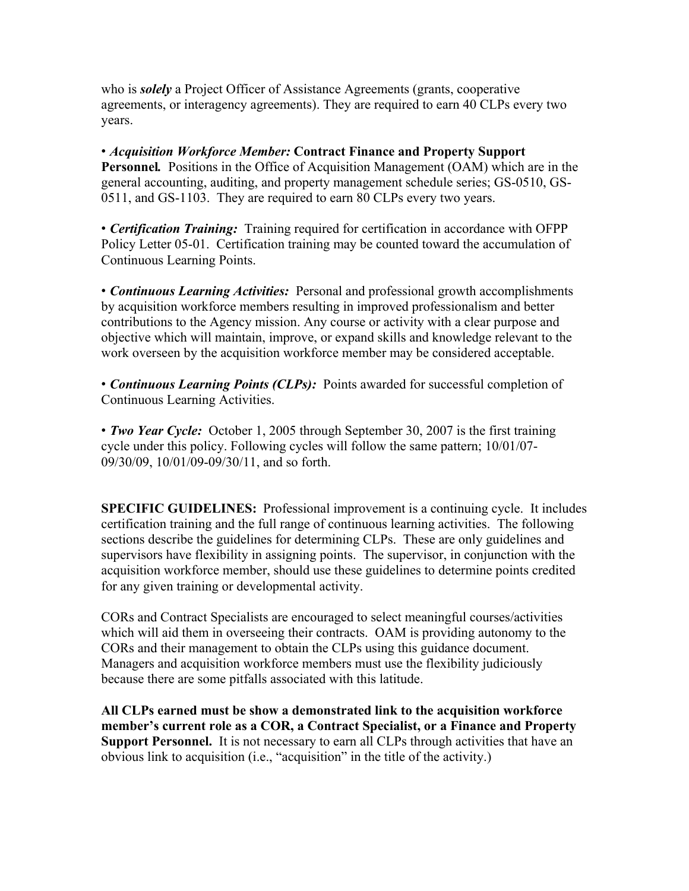who is ***solely*** a Project Officer of Assistance Agreements (grants, cooperative agreements, or interagency agreements). They are required to earn 40 CLPs every two years.

• ***Acquisition Workforce Member:*** **Contract Finance and Property Support Personnel.** Positions in the Office of Acquisition Management (OAM) which are in the general accounting, auditing, and property management schedule series; GS-0510, GS-0511, and GS-1103. They are required to earn 80 CLPs every two years.

• ***Certification Training:*** Training required for certification in accordance with OFPP Policy Letter 05-01. Certification training may be counted toward the accumulation of Continuous Learning Points.

• ***Continuous Learning Activities:*** Personal and professional growth accomplishments by acquisition workforce members resulting in improved professionalism and better contributions to the Agency mission. Any course or activity with a clear purpose and objective which will maintain, improve, or expand skills and knowledge relevant to the work overseen by the acquisition workforce member may be considered acceptable.

• ***Continuous Learning Points (CLPs):*** Points awarded for successful completion of Continuous Learning Activities.

• ***Two Year Cycle:*** October 1, 2005 through September 30, 2007 is the first training cycle under this policy. Following cycles will follow the same pattern; 10/01/07-09/30/09, 10/01/09-09/30/11, and so forth.

**SPECIFIC GUIDELINES:** Professional improvement is a continuing cycle. It includes certification training and the full range of continuous learning activities. The following sections describe the guidelines for determining CLPs. These are only guidelines and supervisors have flexibility in assigning points. The supervisor, in conjunction with the acquisition workforce member, should use these guidelines to determine points credited for any given training or developmental activity.

CORs and Contract Specialists are encouraged to select meaningful courses/activities which will aid them in overseeing their contracts. OAM is providing autonomy to the CORs and their management to obtain the CLPs using this guidance document. Managers and acquisition workforce members must use the flexibility judiciously because there are some pitfalls associated with this latitude.

**All CLPs earned must be show a demonstrated link to the acquisition workforce member's current role as a COR, a Contract Specialist, or a Finance and Property Support Personnel.** It is not necessary to earn all CLPs through activities that have an obvious link to acquisition (i.e., "acquisition" in the title of the activity.)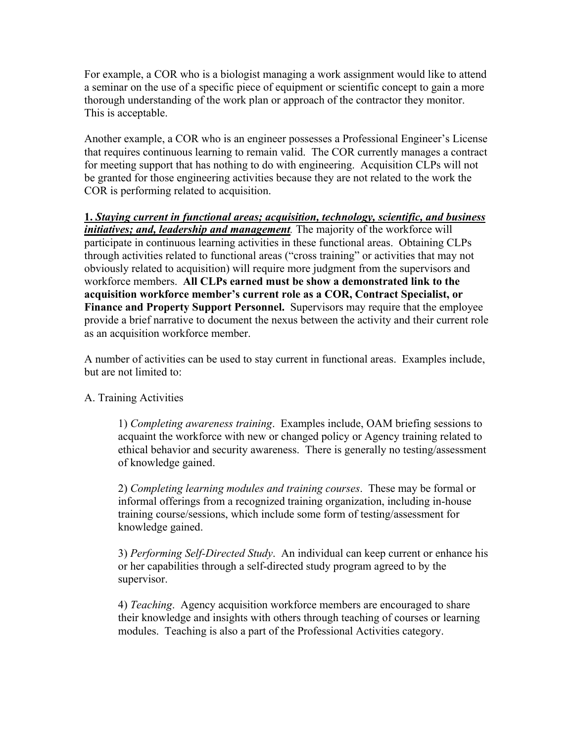For example, a COR who is a biologist managing a work assignment would like to attend a seminar on the use of a specific piece of equipment or scientific concept to gain a more thorough understanding of the work plan or approach of the contractor they monitor. This is acceptable.

Another example, a COR who is an engineer possesses a Professional Engineer's License that requires continuous learning to remain valid. The COR currently manages a contract for meeting support that has nothing to do with engineering. Acquisition CLPs will not be granted for those engineering activities because they are not related to the work the COR is performing related to acquisition.

**1. *Staying current in functional areas; acquisition, technology, scientific, and business initiatives; and, leadership and management*.** The majority of the workforce will participate in continuous learning activities in these functional areas. Obtaining CLPs through activities related to functional areas ("cross training" or activities that may not obviously related to acquisition) will require more judgment from the supervisors and workforce members. **All CLPs earned must be show a demonstrated link to the acquisition workforce member's current role as a COR, Contract Specialist, or Finance and Property Support Personnel.** Supervisors may require that the employee provide a brief narrative to document the nexus between the activity and their current role as an acquisition workforce member.

A number of activities can be used to stay current in functional areas. Examples include, but are not limited to:

A. Training Activities

> 1) *Completing awareness training*. Examples include, OAM briefing sessions to acquaint the workforce with new or changed policy or Agency training related to ethical behavior and security awareness. There is generally no testing/assessment of knowledge gained.
>
> 2) *Completing learning modules and training courses*. These may be formal or informal offerings from a recognized training organization, including in-house training course/sessions, which include some form of testing/assessment for knowledge gained.
>
> 3) *Performing Self-Directed Study*. An individual can keep current or enhance his or her capabilities through a self-directed study program agreed to by the supervisor.
>
> 4) *Teaching*. Agency acquisition workforce members are encouraged to share their knowledge and insights with others through teaching of courses or learning modules. Teaching is also a part of the Professional Activities category.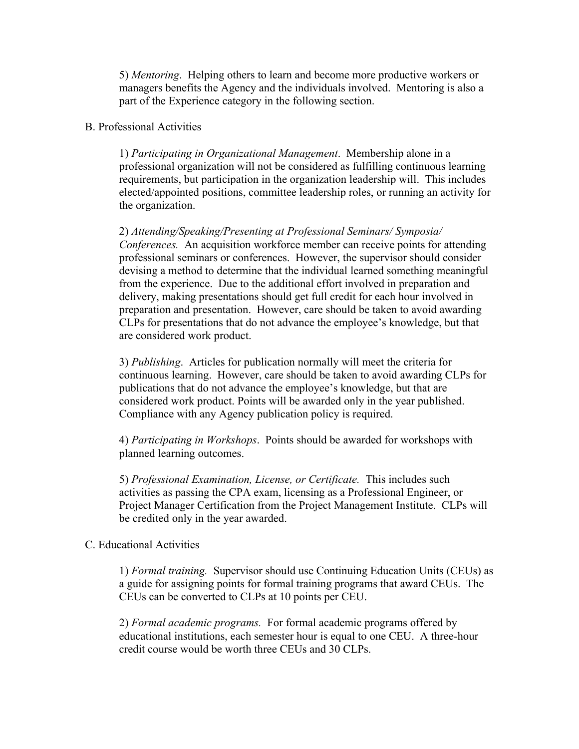5) *Mentoring*. Helping others to learn and become more productive workers or managers benefits the Agency and the individuals involved. Mentoring is also a part of the Experience category in the following section.

B. Professional Activities

1) *Participating in Organizational Management*. Membership alone in a professional organization will not be considered as fulfilling continuous learning requirements, but participation in the organization leadership will. This includes elected/appointed positions, committee leadership roles, or running an activity for the organization.

2) *Attending/Speaking/Presenting at Professional Seminars/ Symposia/ Conferences.* An acquisition workforce member can receive points for attending professional seminars or conferences. However, the supervisor should consider devising a method to determine that the individual learned something meaningful from the experience. Due to the additional effort involved in preparation and delivery, making presentations should get full credit for each hour involved in preparation and presentation. However, care should be taken to avoid awarding CLPs for presentations that do not advance the employee's knowledge, but that are considered work product.

3) *Publishing*. Articles for publication normally will meet the criteria for continuous learning. However, care should be taken to avoid awarding CLPs for publications that do not advance the employee's knowledge, but that are considered work product. Points will be awarded only in the year published. Compliance with any Agency publication policy is required.

4) *Participating in Workshops*. Points should be awarded for workshops with planned learning outcomes.

5) *Professional Examination, License, or Certificate.* This includes such activities as passing the CPA exam, licensing as a Professional Engineer, or Project Manager Certification from the Project Management Institute. CLPs will be credited only in the year awarded.

C. Educational Activities

1) *Formal training.* Supervisor should use Continuing Education Units (CEUs) as a guide for assigning points for formal training programs that award CEUs. The CEUs can be converted to CLPs at 10 points per CEU.

2) *Formal academic programs.* For formal academic programs offered by educational institutions, each semester hour is equal to one CEU. A three-hour credit course would be worth three CEUs and 30 CLPs.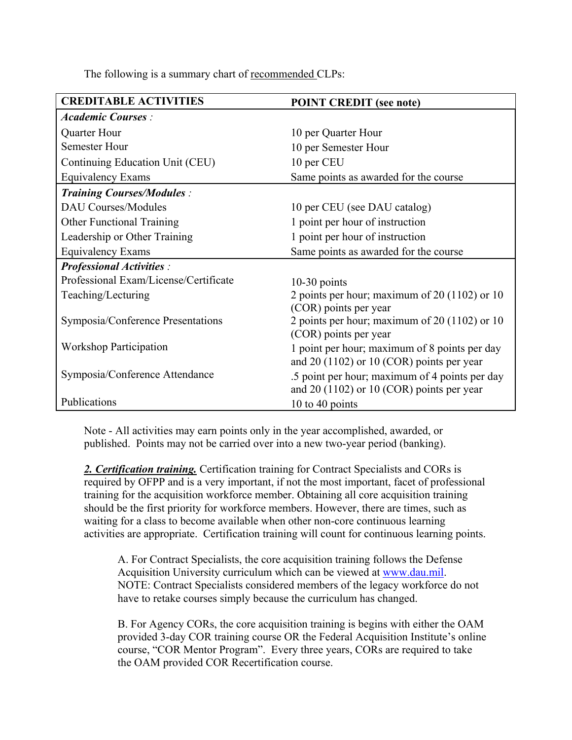The following is a summary chart of recommended CLPs:

| CREDITABLE ACTIVITIES | POINT CREDIT (see note) |
|---|---|
| ***Academic Courses*** : | |
| Quarter Hour | 10 per Quarter Hour |
| Semester Hour | 10 per Semester Hour |
| Continuing Education Unit (CEU) | 10 per CEU |
| Equivalency Exams | Same points as awarded for the course |
| ***Training Courses/Modules*** : | |
| DAU Courses/Modules | 10 per CEU (see DAU catalog) |
| Other Functional Training | 1 point per hour of instruction |
| Leadership or Other Training | 1 point per hour of instruction |
| Equivalency Exams | Same points as awarded for the course |
| ***Professional Activities*** : | |
| Professional Exam/License/Certificate | 10-30 points |
| Teaching/Lecturing | 2 points per hour; maximum of 20 (1102) or 10 (COR) points per year |
| Symposia/Conference Presentations | 2 points per hour; maximum of 20 (1102) or 10 (COR) points per year |
| Workshop Participation | 1 point per hour; maximum of 8 points per day and 20 (1102) or 10 (COR) points per year |
| Symposia/Conference Attendance | .5 point per hour; maximum of 4 points per day and 20 (1102) or 10 (COR) points per year |
| Publications | 10 to 40 points |

Note - All activities may earn points only in the year accomplished, awarded, or published. Points may not be carried over into a new two-year period (banking).

***2. Certification training.*** Certification training for Contract Specialists and CORs is required by OFPP and is a very important, if not the most important, facet of professional training for the acquisition workforce member. Obtaining all core acquisition training should be the first priority for workforce members. However, there are times, such as waiting for a class to become available when other non-core continuous learning activities are appropriate. Certification training will count for continuous learning points.

A. For Contract Specialists, the core acquisition training follows the Defense Acquisition University curriculum which can be viewed at www.dau.mil. NOTE: Contract Specialists considered members of the legacy workforce do not have to retake courses simply because the curriculum has changed.

B. For Agency CORs, the core acquisition training is begins with either the OAM provided 3-day COR training course OR the Federal Acquisition Institute's online course, "COR Mentor Program". Every three years, CORs are required to take the OAM provided COR Recertification course.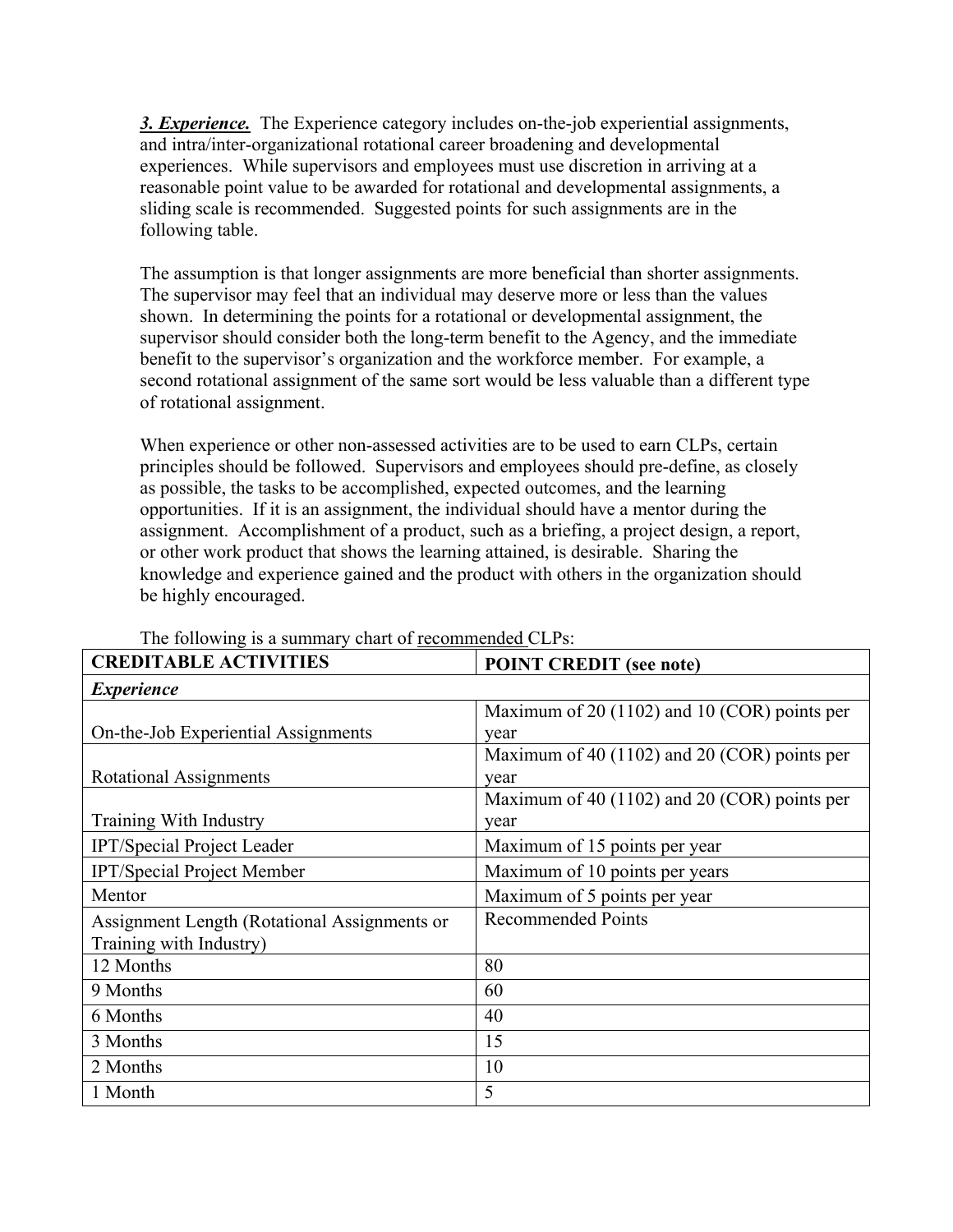***3. Experience.*** The Experience category includes on-the-job experiential assignments, and intra/inter-organizational rotational career broadening and developmental experiences. While supervisors and employees must use discretion in arriving at a reasonable point value to be awarded for rotational and developmental assignments, a sliding scale is recommended. Suggested points for such assignments are in the following table.

The assumption is that longer assignments are more beneficial than shorter assignments. The supervisor may feel that an individual may deserve more or less than the values shown. In determining the points for a rotational or developmental assignment, the supervisor should consider both the long-term benefit to the Agency, and the immediate benefit to the supervisor's organization and the workforce member. For example, a second rotational assignment of the same sort would be less valuable than a different type of rotational assignment.

When experience or other non-assessed activities are to be used to earn CLPs, certain principles should be followed. Supervisors and employees should pre-define, as closely as possible, the tasks to be accomplished, expected outcomes, and the learning opportunities. If it is an assignment, the individual should have a mentor during the assignment. Accomplishment of a product, such as a briefing, a project design, a report, or other work product that shows the learning attained, is desirable. Sharing the knowledge and experience gained and the product with others in the organization should be highly encouraged.

The following is a summary chart of recommended CLPs:

| **CREDITABLE ACTIVITIES** | **POINT CREDIT (see note)** |
|---|---|
| ***Experience*** | |
| On-the-Job Experiential Assignments | Maximum of 20 (1102) and 10 (COR) points per year |
| Rotational Assignments | Maximum of 40 (1102) and 20 (COR) points per year |
| Training With Industry | Maximum of 40 (1102) and 20 (COR) points per year |
| IPT/Special Project Leader | Maximum of 15 points per year |
| IPT/Special Project Member | Maximum of 10 points per years |
| Mentor | Maximum of 5 points per year |
| Assignment Length (Rotational Assignments or Training with Industry) | Recommended Points |
| 12 Months | 80 |
| 9 Months | 60 |
| 6 Months | 40 |
| 3 Months | 15 |
| 2 Months | 10 |
| 1 Month | 5 |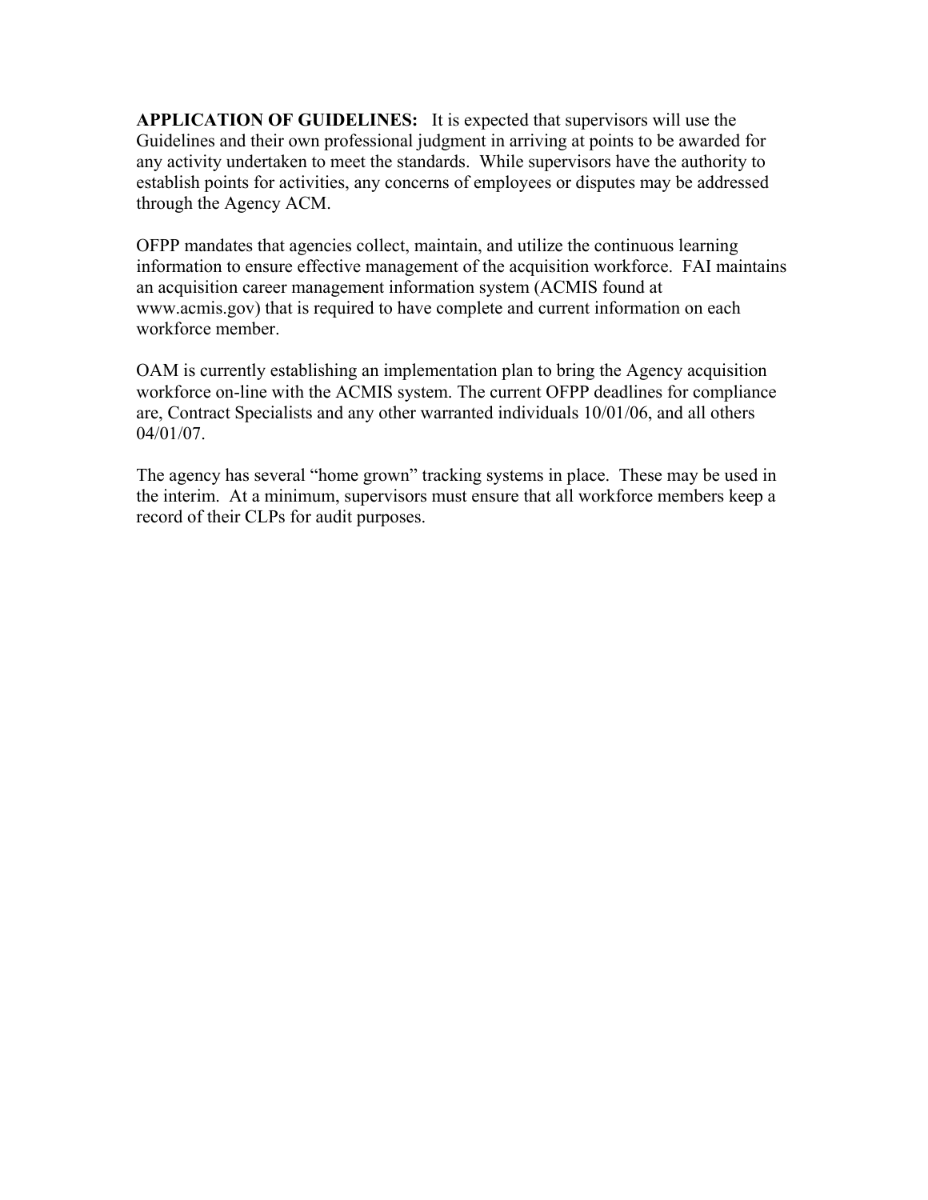**APPLICATION OF GUIDELINES:** It is expected that supervisors will use the Guidelines and their own professional judgment in arriving at points to be awarded for any activity undertaken to meet the standards. While supervisors have the authority to establish points for activities, any concerns of employees or disputes may be addressed through the Agency ACM.

OFPP mandates that agencies collect, maintain, and utilize the continuous learning information to ensure effective management of the acquisition workforce. FAI maintains an acquisition career management information system (ACMIS found at www.acmis.gov) that is required to have complete and current information on each workforce member.

OAM is currently establishing an implementation plan to bring the Agency acquisition workforce on-line with the ACMIS system. The current OFPP deadlines for compliance are, Contract Specialists and any other warranted individuals 10/01/06, and all others 04/01/07.

The agency has several "home grown" tracking systems in place. These may be used in the interim. At a minimum, supervisors must ensure that all workforce members keep a record of their CLPs for audit purposes.